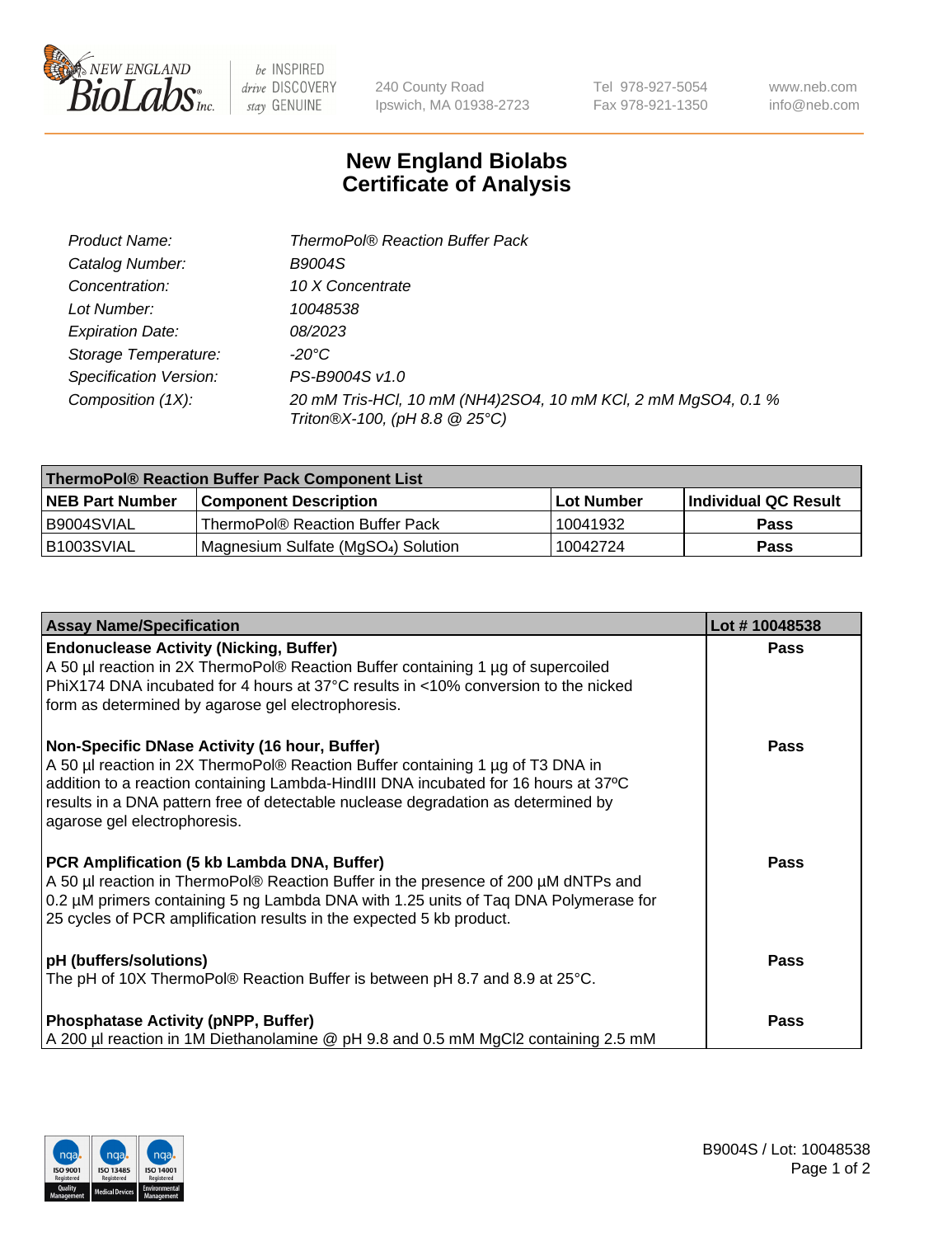# New England Biolabs
# Certificate of Analysis

| | |
|---|---|
| *Product Name:* | *ThermoPol® Reaction Buffer Pack* |
| *Catalog Number:* | *B9004S* |
| *Concentration:* | *10 X Concentrate* |
| *Lot Number:* | *10048538* |
| *Expiration Date:* | *08/2023* |
| *Storage Temperature:* | *-20°C* |
| *Specification Version:* | *PS-B9004S v1.0* |
| *Composition (1X):* | *20 mM Tris-HCl, 10 mM $(NH_4)_2SO_4$, 10 mM KCl, 2 mM $MgSO_4$, 0.1 % Triton®X-100, (pH 8.8 @ 25°C)* |

| **ThermoPol® Reaction Buffer Pack Component List** | | | |
|---|---|---|---|
| **NEB Part Number** | **Component Description** | **Lot Number** | **Individual QC Result** |
| B9004SVIAL | ThermoPol® Reaction Buffer Pack | 10041932 | **Pass** |
| B1003SVIAL | Magnesium Sulfate ($MgSO_4$) Solution | 10042724 | **Pass** |

| **Assay Name/Specification** | **Lot # 10048538** |
|---|---|
| **Endonuclease Activity (Nicking, Buffer)** A 50 µl reaction in 2X ThermoPol® Reaction Buffer containing 1 µg of supercoiled PhiX174 DNA incubated for 4 hours at 37°C results in <10% conversion to the nicked form as determined by agarose gel electrophoresis. | **Pass** |
| **Non-Specific DNase Activity (16 hour, Buffer)** A 50 µl reaction in 2X ThermoPol® Reaction Buffer containing 1 µg of T3 DNA in addition to a reaction containing Lambda-HindIII DNA incubated for 16 hours at 37ºC results in a DNA pattern free of detectable nuclease degradation as determined by agarose gel electrophoresis. | **Pass** |
| **PCR Amplification (5 kb Lambda DNA, Buffer)** A 50 µl reaction in ThermoPol® Reaction Buffer in the presence of 200 µM dNTPs and 0.2 µM primers containing 5 ng Lambda DNA with 1.25 units of Taq DNA Polymerase for 25 cycles of PCR amplification results in the expected 5 kb product. | **Pass** |
| **pH (buffers/solutions)** The pH of 10X ThermoPol® Reaction Buffer is between pH 8.7 and 8.9 at 25°C. | **Pass** |
| **Phosphatase Activity (pNPP, Buffer)** A 200 µl reaction in 1M Diethanolamine @ pH 9.8 and 0.5 mM $MgCl_2$ containing 2.5 mM | **Pass** |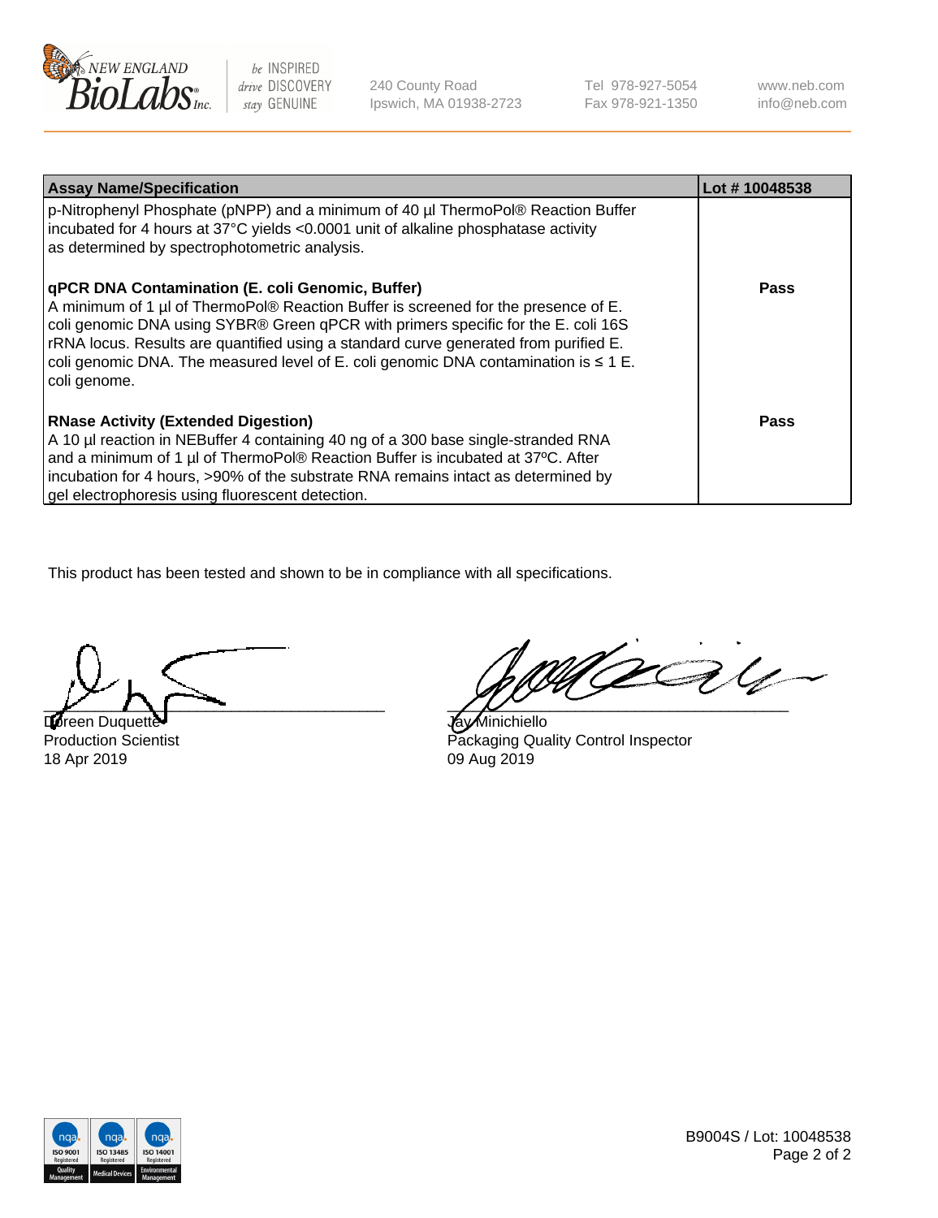240 County Road
Ipswich, MA 01938-2723

Tel 978-927-5054
Fax 978-921-1350

www.neb.com
info@neb.com

| Assay Name/Specification | Lot # 10048538 |
| --- | --- |
| p-Nitrophenyl Phosphate (pNPP) and a minimum of 40 µl ThermoPol® Reaction Buffer incubated for 4 hours at 37°C yields <0.0001 unit of alkaline phosphatase activity as determined by spectrophotometric analysis. | |
| **qPCR DNA Contamination (E. coli Genomic, Buffer)** A minimum of 1 µl of ThermoPol® Reaction Buffer is screened for the presence of E. coli genomic DNA using SYBR® Green qPCR with primers specific for the E. coli 16S rRNA locus. Results are quantified using a standard curve generated from purified E. coli genomic DNA. The measured level of E. coli genomic DNA contamination is ≤ 1 E. coli genome. | **Pass** |
| **RNase Activity (Extended Digestion)** A 10 µl reaction in NEBuffer 4 containing 40 ng of a 300 base single-stranded RNA and a minimum of 1 µl of ThermoPol® Reaction Buffer is incubated at 37ºC. After incubation for 4 hours, >90% of the substrate RNA remains intact as determined by gel electrophoresis using fluorescent detection. | **Pass** |

This product has been tested and shown to be in compliance with all specifications.

Doreen Duquette
Production Scientist
18 Apr 2019

Jay Minichiello
Packaging Quality Control Inspector
09 Aug 2019

B9004S / Lot: 10048538